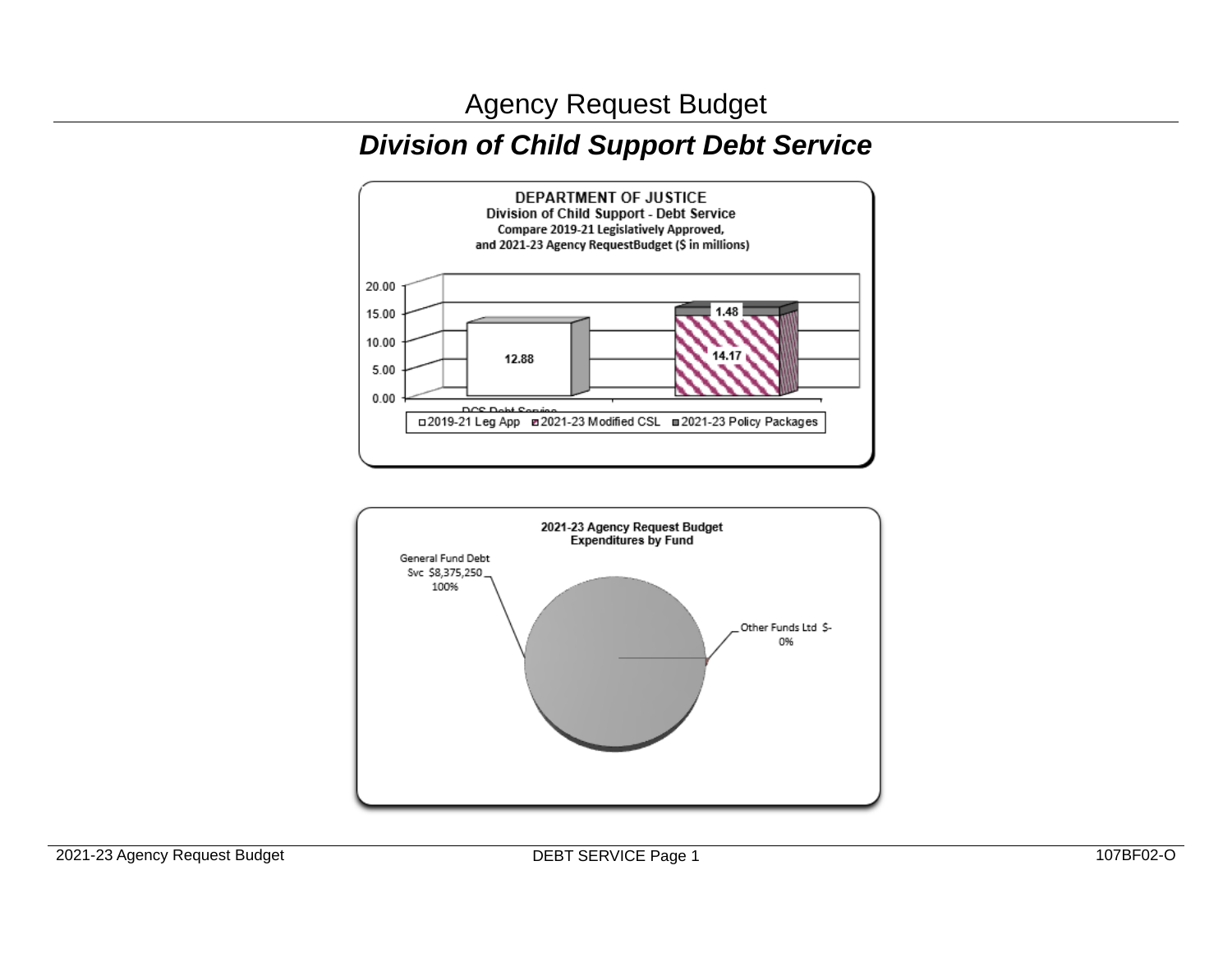# Agency Request Budget

## *Division of Child Support Debt Service*

DEPARTMENT OF JUSTICE
Division of Child Support - Debt Service
Compare 2019-21 Legislatively Approved,
and 2021-23 Agency RequestBudget ($ in millions)

| | 2019-21 Leg App | 2021-23 Modified CSL | 2021-23 Policy Packages |
|---|---|---|---|
| DCS Debt Service | 12.88 | 14.17 | 1.48 |

2021-23 Agency Request Budget
Expenditures by Fund

| Fund | Amount | Percent |
|---|---|---|
| General Fund Debt Svc | $8,375,250 | 100% |
| Other Funds Ltd | $- | 0% |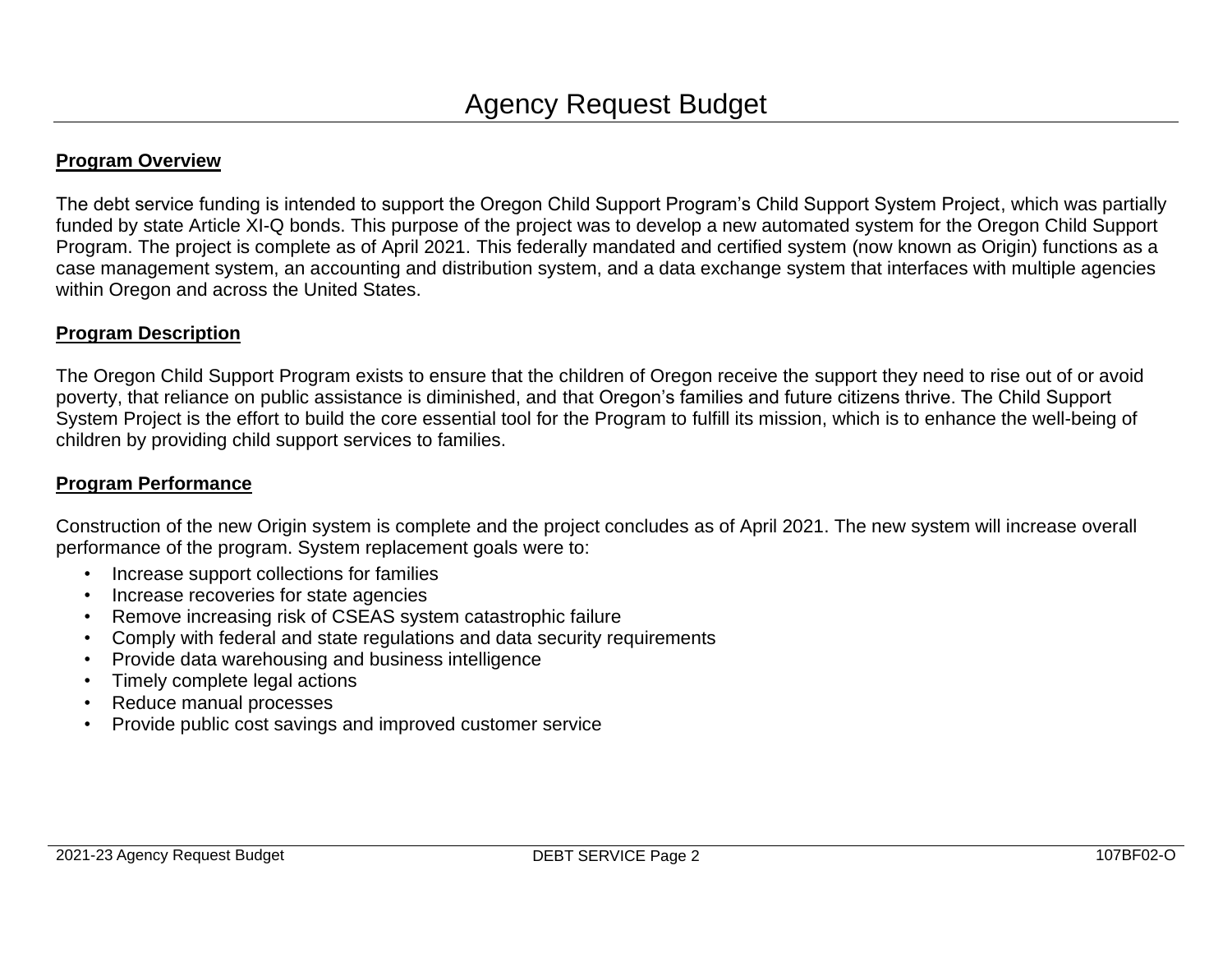# Agency Request Budget

**Program Overview**

The debt service funding is intended to support the Oregon Child Support Program's Child Support System Project, which was partially funded by state Article XI-Q bonds. This purpose of the project was to develop a new automated system for the Oregon Child Support Program. The project is complete as of April 2021. This federally mandated and certified system (now known as Origin) functions as a case management system, an accounting and distribution system, and a data exchange system that interfaces with multiple agencies within Oregon and across the United States.

**Program Description**

The Oregon Child Support Program exists to ensure that the children of Oregon receive the support they need to rise out of or avoid poverty, that reliance on public assistance is diminished, and that Oregon's families and future citizens thrive. The Child Support System Project is the effort to build the core essential tool for the Program to fulfill its mission, which is to enhance the well-being of children by providing child support services to families.

**Program Performance**

Construction of the new Origin system is complete and the project concludes as of April 2021. The new system will increase overall performance of the program. System replacement goals were to:

- Increase support collections for families
- Increase recoveries for state agencies
- Remove increasing risk of CSEAS system catastrophic failure
- Comply with federal and state regulations and data security requirements
- Provide data warehousing and business intelligence
- Timely complete legal actions
- Reduce manual processes
- Provide public cost savings and improved customer service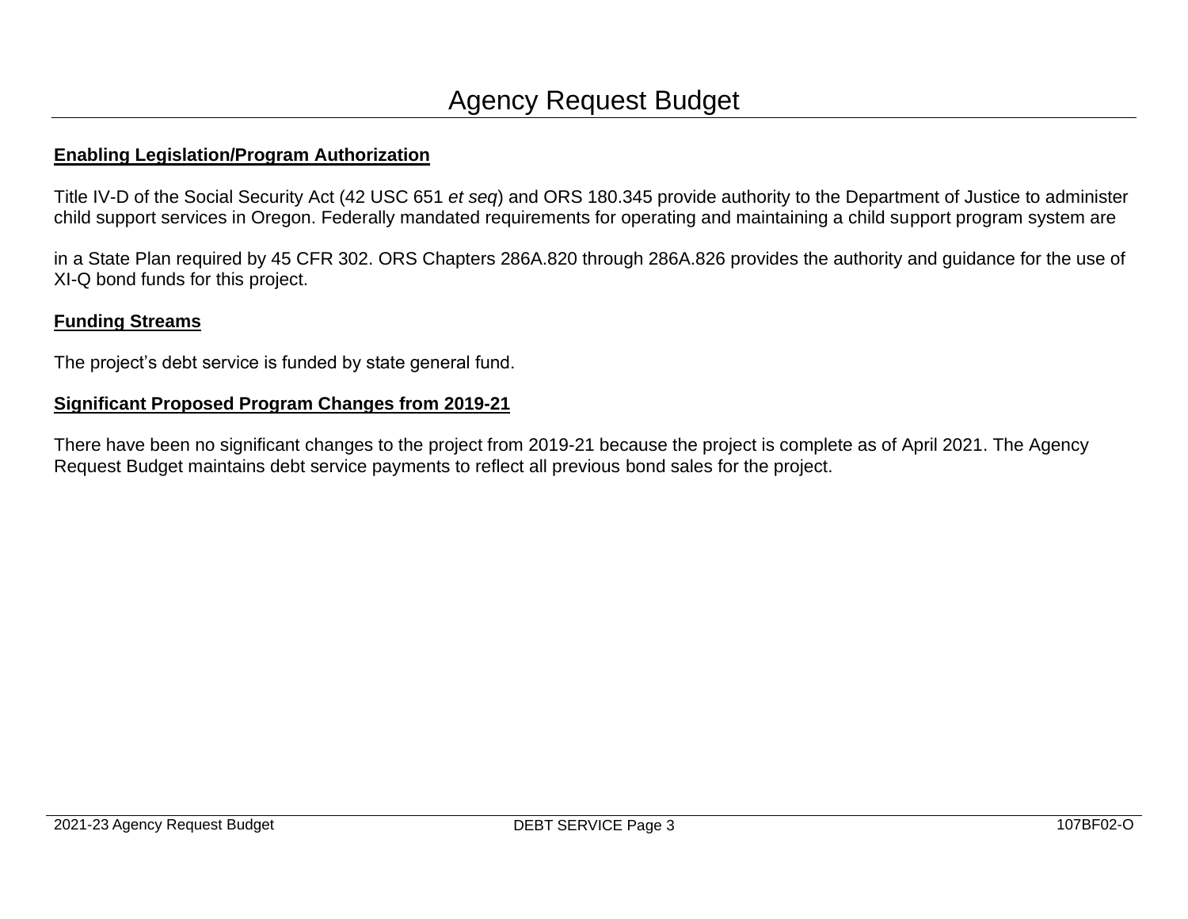# Agency Request Budget

**Enabling Legislation/Program Authorization**

Title IV-D of the Social Security Act (42 USC 651 *et seq*) and ORS 180.345 provide authority to the Department of Justice to administer child support services in Oregon. Federally mandated requirements for operating and maintaining a child support program system are

in a State Plan required by 45 CFR 302. ORS Chapters 286A.820 through 286A.826 provides the authority and guidance for the use of XI-Q bond funds for this project.

**Funding Streams**

The project's debt service is funded by state general fund.

**Significant Proposed Program Changes from 2019-21**

There have been no significant changes to the project from 2019-21 because the project is complete as of April 2021. The Agency Request Budget maintains debt service payments to reflect all previous bond sales for the project.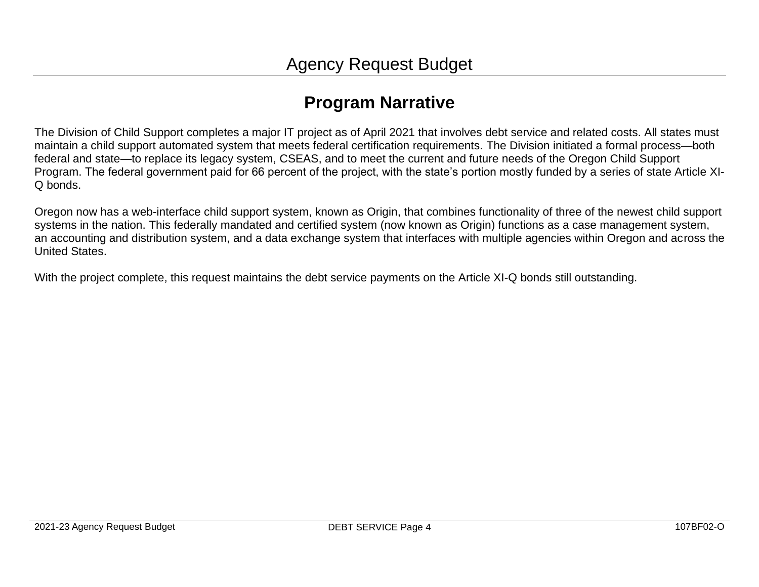# Agency Request Budget

## Program Narrative

The Division of Child Support completes a major IT project as of April 2021 that involves debt service and related costs. All states must maintain a child support automated system that meets federal certification requirements. The Division initiated a formal process—both federal and state—to replace its legacy system, CSEAS, and to meet the current and future needs of the Oregon Child Support Program. The federal government paid for 66 percent of the project, with the state's portion mostly funded by a series of state Article XI-Q bonds.

Oregon now has a web-interface child support system, known as Origin, that combines functionality of three of the newest child support systems in the nation. This federally mandated and certified system (now known as Origin) functions as a case management system, an accounting and distribution system, and a data exchange system that interfaces with multiple agencies within Oregon and across the United States.

With the project complete, this request maintains the debt service payments on the Article XI-Q bonds still outstanding.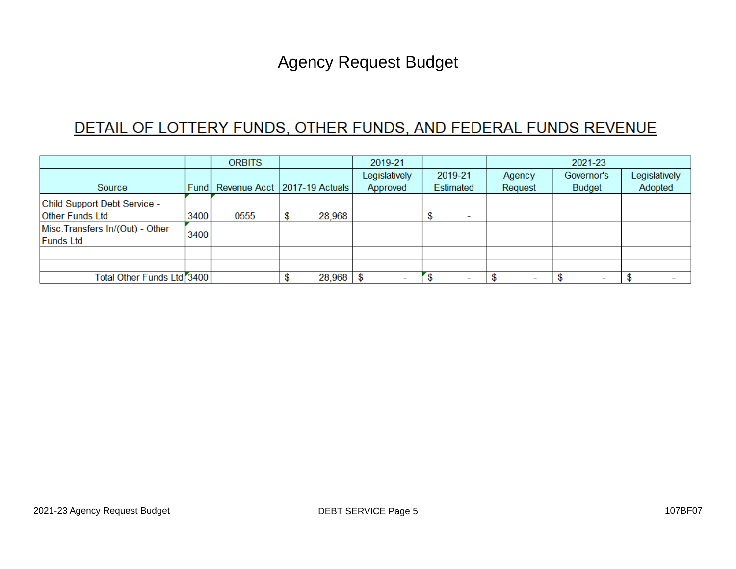# Agency Request Budget

## DETAIL OF LOTTERY FUNDS, OTHER FUNDS, AND FEDERAL FUNDS REVENUE

| | | ORBITS | | 2019-21 | | 2021-23 | | |
|---|---|---|---|---|---|---|---|---|
| Source | Fund | Revenue Acct | 2017-19 Actuals | Legislatively Approved | 2019-21 Estimated | Agency Request | Governor's Budget | Legislatively Adopted |
| Child Support Debt Service - Other Funds Ltd | 3400 | 0555 | $ 28,968 | | $ - | | | |
| Misc.Transfers In/(Out) - Other Funds Ltd | 3400 | | | | | | | |
| | | | | | | | | |
| | | | | | | | | |
| Total Other Funds Ltd | 3400 | | $ 28,968 | $ - | $ - | $ - | $ - | $ - |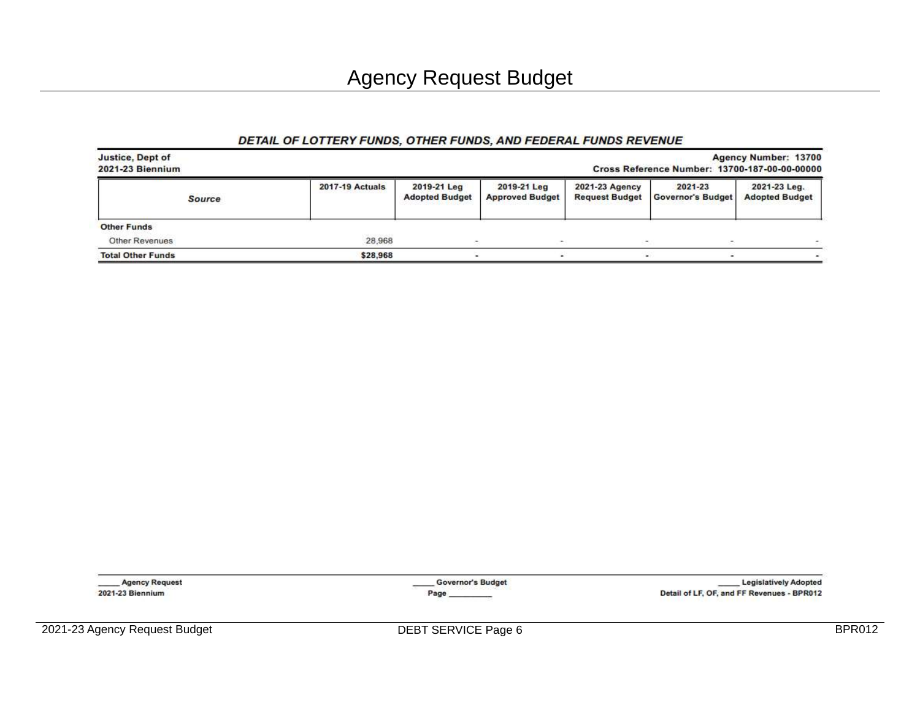# Agency Request Budget

***DETAIL OF LOTTERY FUNDS, OTHER FUNDS, AND FEDERAL FUNDS REVENUE***

**Justice, Dept of**
**2021-23 Biennium**

**Agency Number: 13700**
**Cross Reference Number: 13700-187-00-00-00000**

| *Source* | 2017-19 Actuals | 2019-21 Leg Adopted Budget | 2019-21 Leg Approved Budget | 2021-23 Agency Request Budget | 2021-23 Governor's Budget | 2021-23 Leg. Adopted Budget |
|---|---|---|---|---|---|---|
| **Other Funds** | | | | | | |
| Other Revenues | 28,968 | - | - | - | - | - |
| **Total Other Funds** | **$28,968** | **-** | **-** | **-** | **-** | **-** |

_____ Agency Request
2021-23 Biennium

_____ Governor's Budget
Page __________

_____ Legislatively Adopted
Detail of LF, OF, and FF Revenues - BPR012